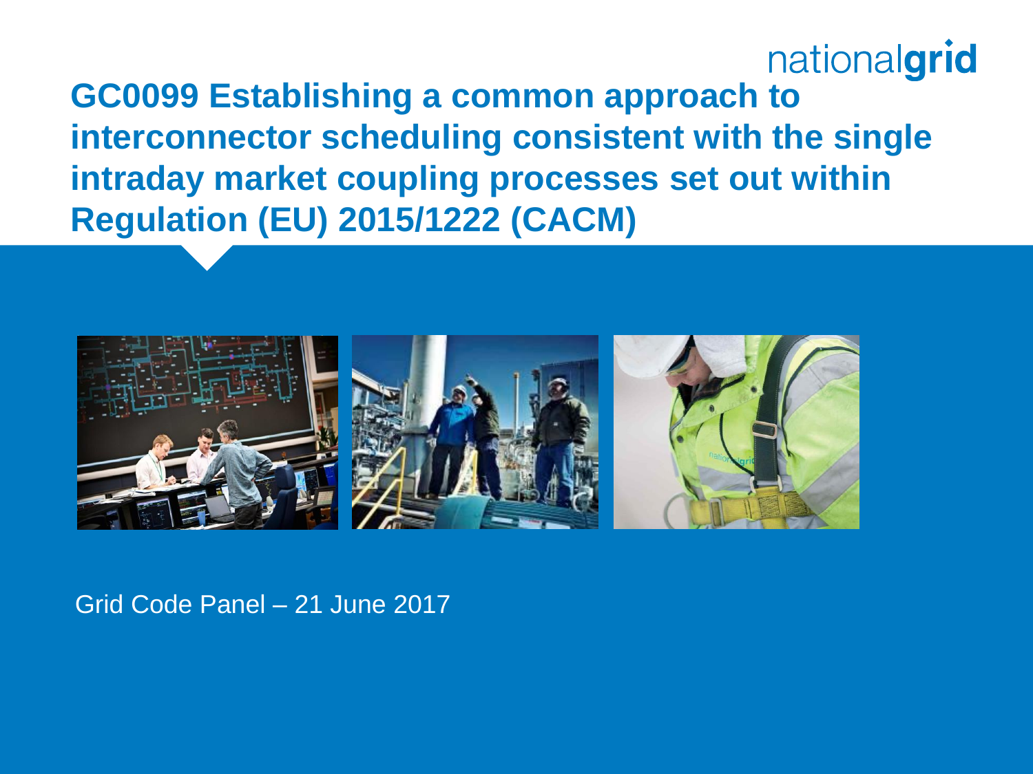# GC0099 Establishing a common approach to interconnector scheduling consistent with the single intraday market coupling processes set out within Regulation (EU) 2015/1222 (CACM)

Grid Code Panel – 21 June 2017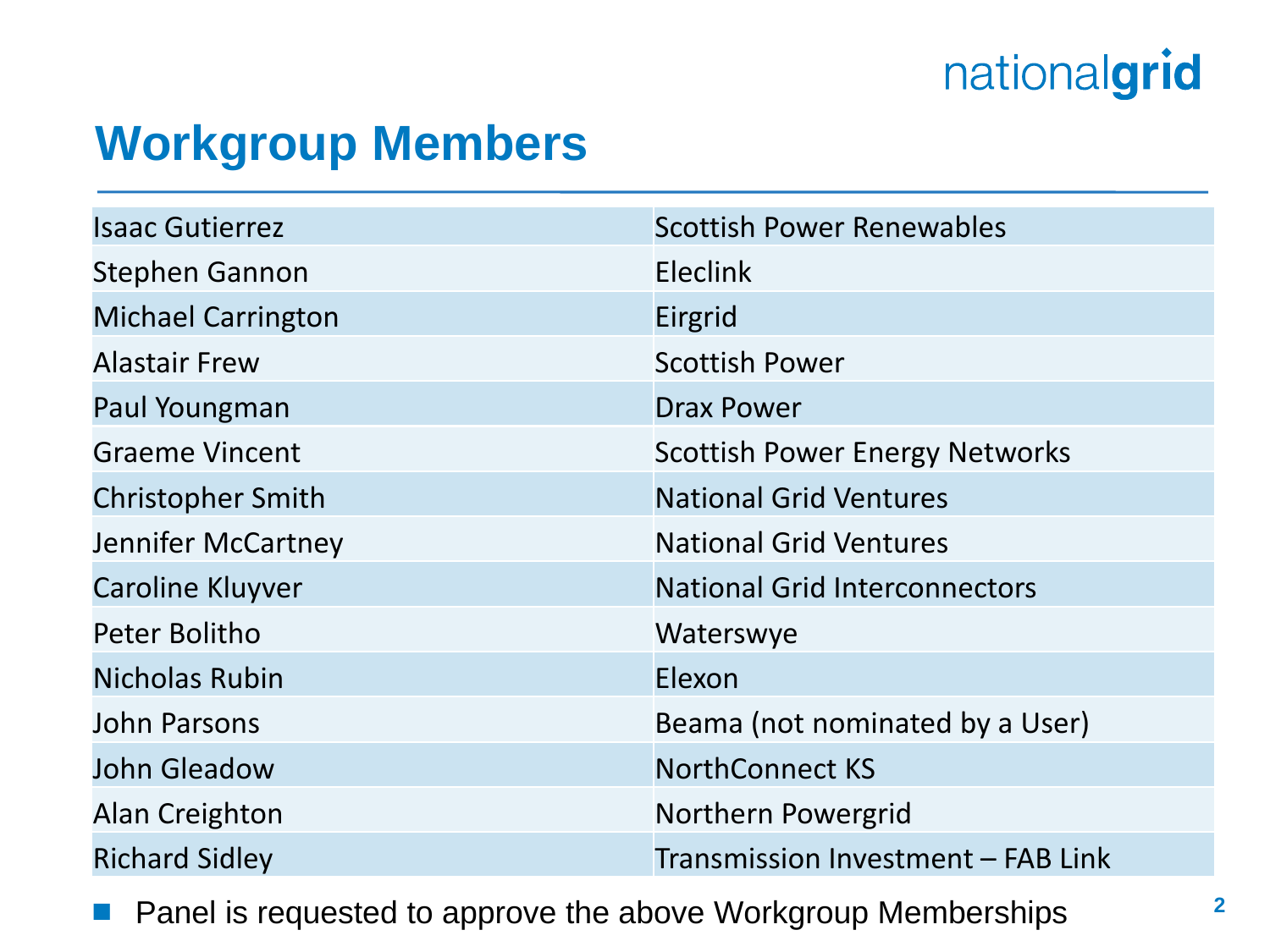# Workgroup Members

| | |
|---|---|
| Isaac Gutierrez | Scottish Power Renewables |
| Stephen Gannon | Eleclink |
| Michael Carrington | Eirgrid |
| Alastair Frew | Scottish Power |
| Paul Youngman | Drax Power |
| Graeme Vincent | Scottish Power Energy Networks |
| Christopher Smith | National Grid Ventures |
| Jennifer McCartney | National Grid Ventures |
| Caroline Kluyver | National Grid Interconnectors |
| Peter Bolitho | Waterswye |
| Nicholas Rubin | Elexon |
| John Parsons | Beama (not nominated by a User) |
| John Gleadow | NorthConnect KS |
| Alan Creighton | Northern Powergrid |
| Richard Sidley | Transmission Investment – FAB Link |

- Panel is requested to approve the above Workgroup Memberships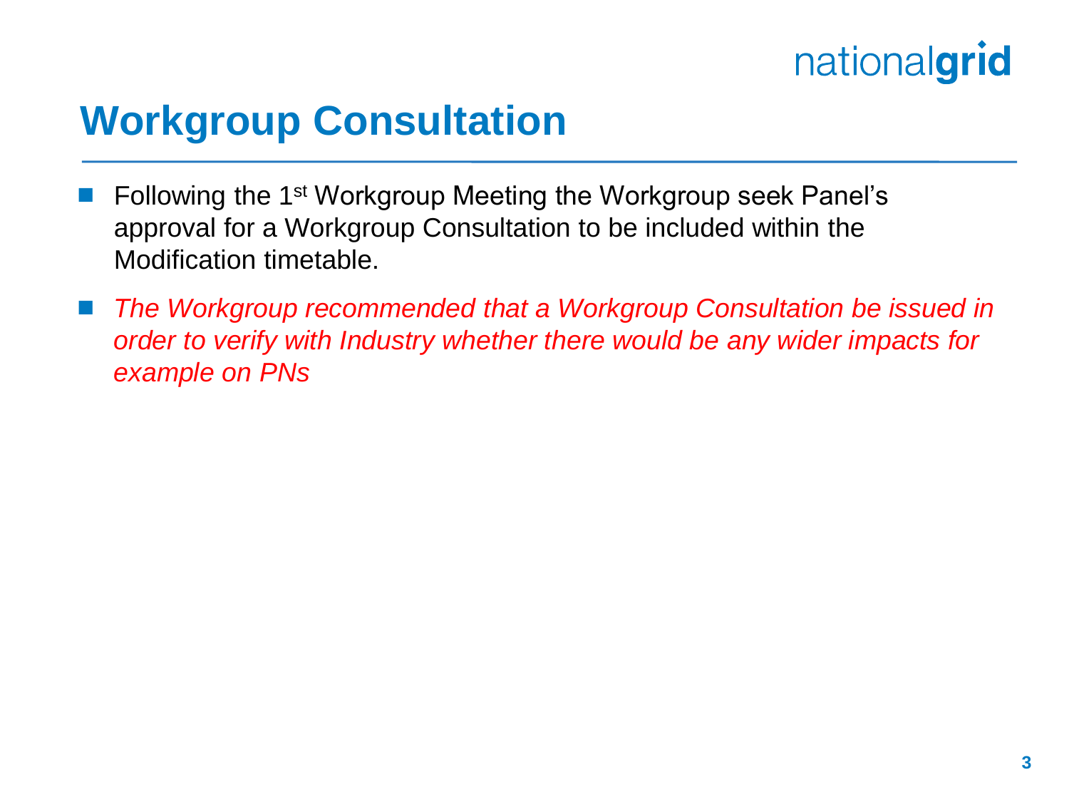# Workgroup Consultation

- Following the 1st Workgroup Meeting the Workgroup seek Panel's approval for a Workgroup Consultation to be included within the Modification timetable.
- *The Workgroup recommended that a Workgroup Consultation be issued in order to verify with Industry whether there would be any wider impacts for example on PNs*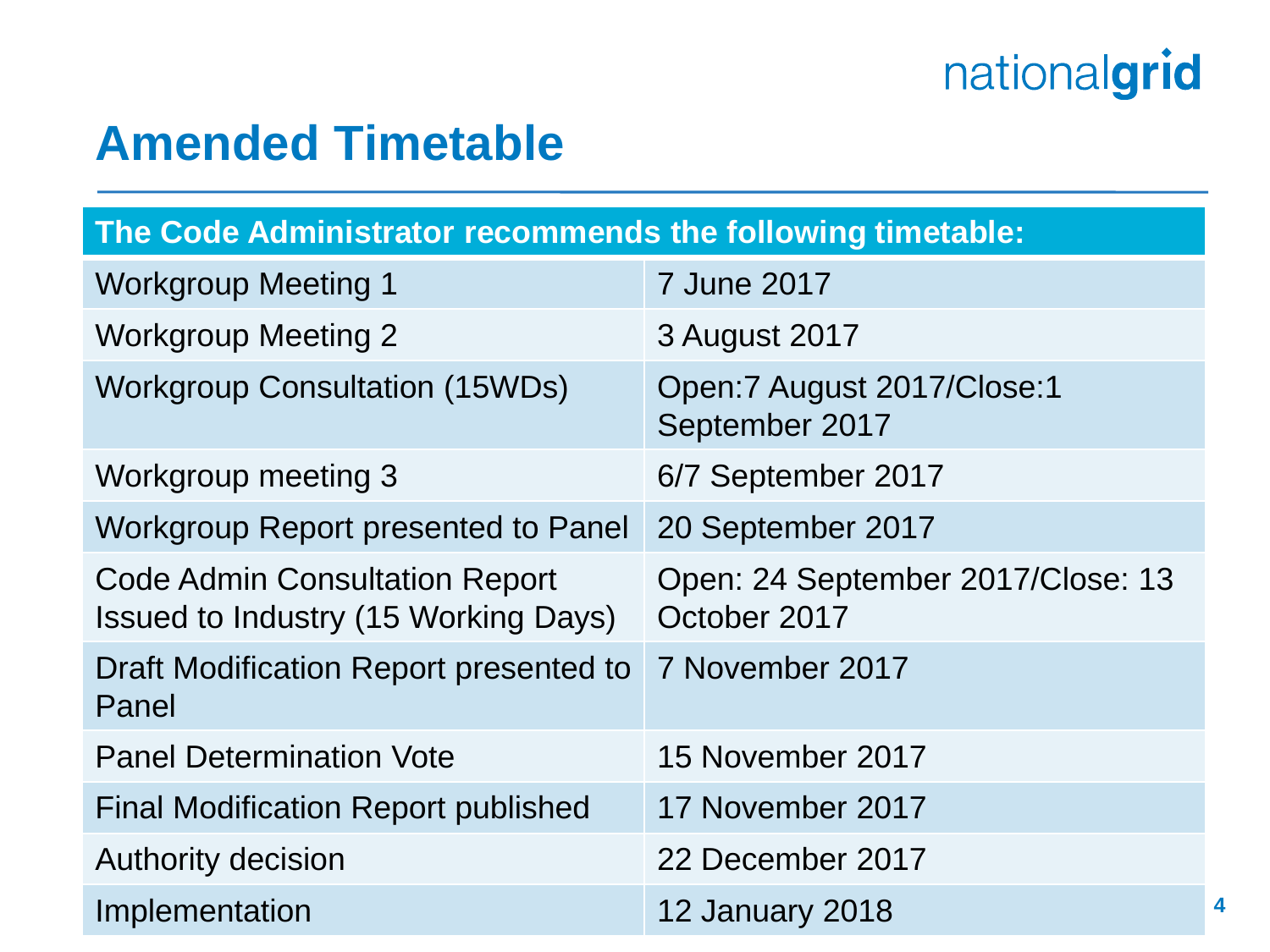# Amended Timetable

| The Code Administrator recommends the following timetable: | |
|---|---|
| Workgroup Meeting 1 | 7 June 2017 |
| Workgroup Meeting 2 | 3 August 2017 |
| Workgroup Consultation (15WDs) | Open:7 August 2017/Close:1 September 2017 |
| Workgroup meeting 3 | 6/7 September 2017 |
| Workgroup Report presented to Panel | 20 September 2017 |
| Code Admin Consultation Report Issued to Industry (15 Working Days) | Open: 24 September 2017/Close: 13 October 2017 |
| Draft Modification Report presented to Panel | 7 November 2017 |
| Panel Determination Vote | 15 November 2017 |
| Final Modification Report published | 17 November 2017 |
| Authority decision | 22 December 2017 |
| Implementation | 12 January 2018 |